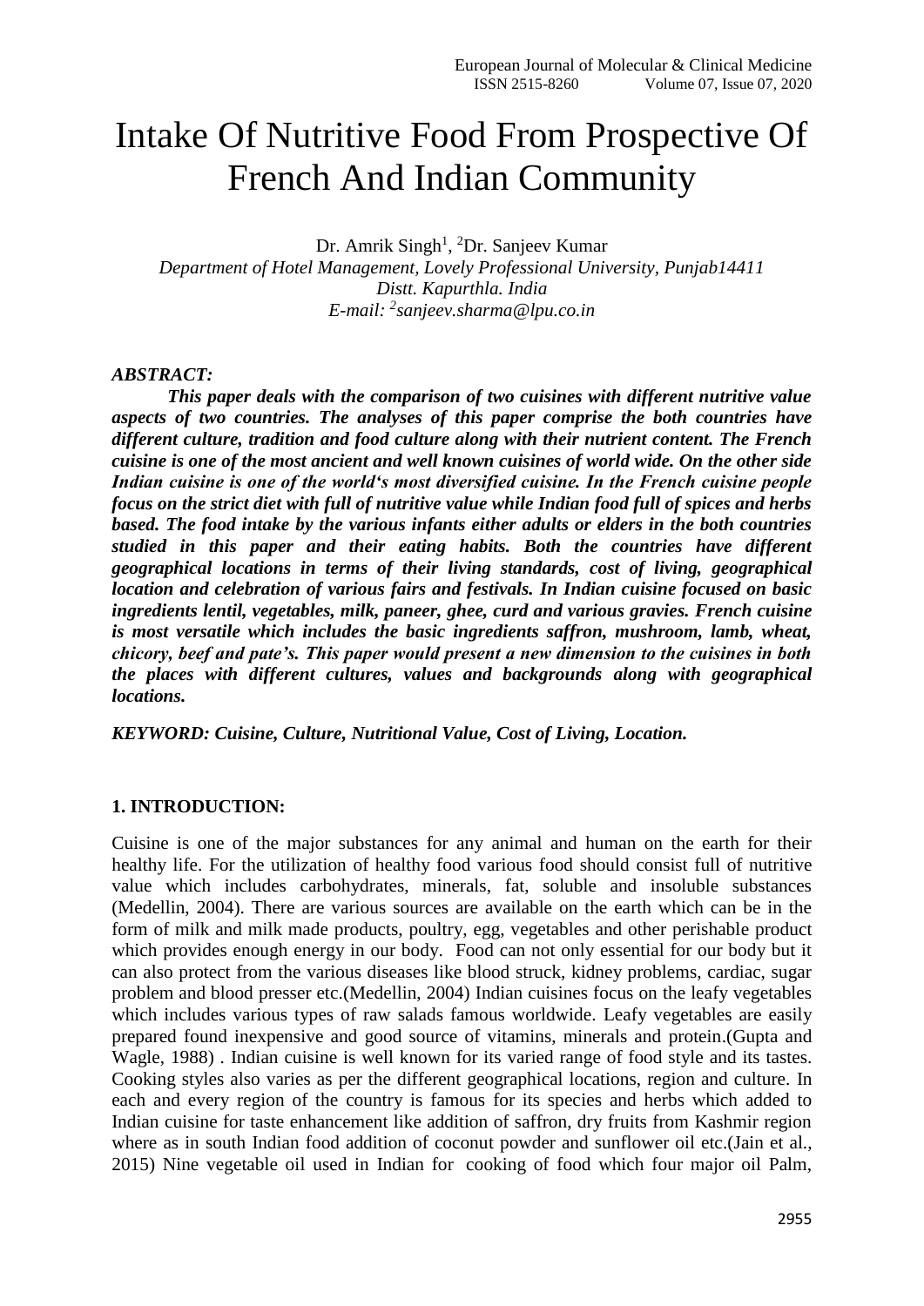# Intake Of Nutritive Food From Prospective Of French And Indian Community

Dr. Amrik Singh[1], [2]Dr. Sanjeev Kumar

*Department of Hotel Management, Lovely Professional University, Punjab14411*
*Distt. Kapurthla. India*
*E-mail: [2]sanjeev.sharma@lpu.co.in*

***ABSTRACT:***

***This paper deals with the comparison of two cuisines with different nutritive value aspects of two countries. The analyses of this paper comprise the both countries have different culture, tradition and food culture along with their nutrient content. The French cuisine is one of the most ancient and well known cuisines of world wide. On the other side Indian cuisine is one of the world's most diversified cuisine. In the French cuisine people focus on the strict diet with full of nutritive value while Indian food full of spices and herbs based. The food intake by the various infants either adults or elders in the both countries studied in this paper and their eating habits. Both the countries have different geographical locations in terms of their living standards, cost of living, geographical location and celebration of various fairs and festivals. In Indian cuisine focused on basic ingredients lentil, vegetables, milk, paneer, ghee, curd and various gravies. French cuisine is most versatile which includes the basic ingredients saffron, mushroom, lamb, wheat, chicory, beef and pate's. This paper would present a new dimension to the cuisines in both the places with different cultures, values and backgrounds along with geographical locations.***

***KEYWORD: Cuisine, Culture, Nutritional Value, Cost of Living, Location.***

## 1. INTRODUCTION:

Cuisine is one of the major substances for any animal and human on the earth for their healthy life. For the utilization of healthy food various food should consist full of nutritive value which includes carbohydrates, minerals, fat, soluble and insoluble substances (Medellin, 2004). There are various sources are available on the earth which can be in the form of milk and milk made products, poultry, egg, vegetables and other perishable product which provides enough energy in our body. Food can not only essential for our body but it can also protect from the various diseases like blood struck, kidney problems, cardiac, sugar problem and blood presser etc.(Medellin, 2004) Indian cuisines focus on the leafy vegetables which includes various types of raw salads famous worldwide. Leafy vegetables are easily prepared found inexpensive and good source of vitamins, minerals and protein.(Gupta and Wagle, 1988) . Indian cuisine is well known for its varied range of food style and its tastes. Cooking styles also varies as per the different geographical locations, region and culture. In each and every region of the country is famous for its species and herbs which added to Indian cuisine for taste enhancement like addition of saffron, dry fruits from Kashmir region where as in south Indian food addition of coconut powder and sunflower oil etc.(Jain et al., 2015) Nine vegetable oil used in Indian for cooking of food which four major oil Palm,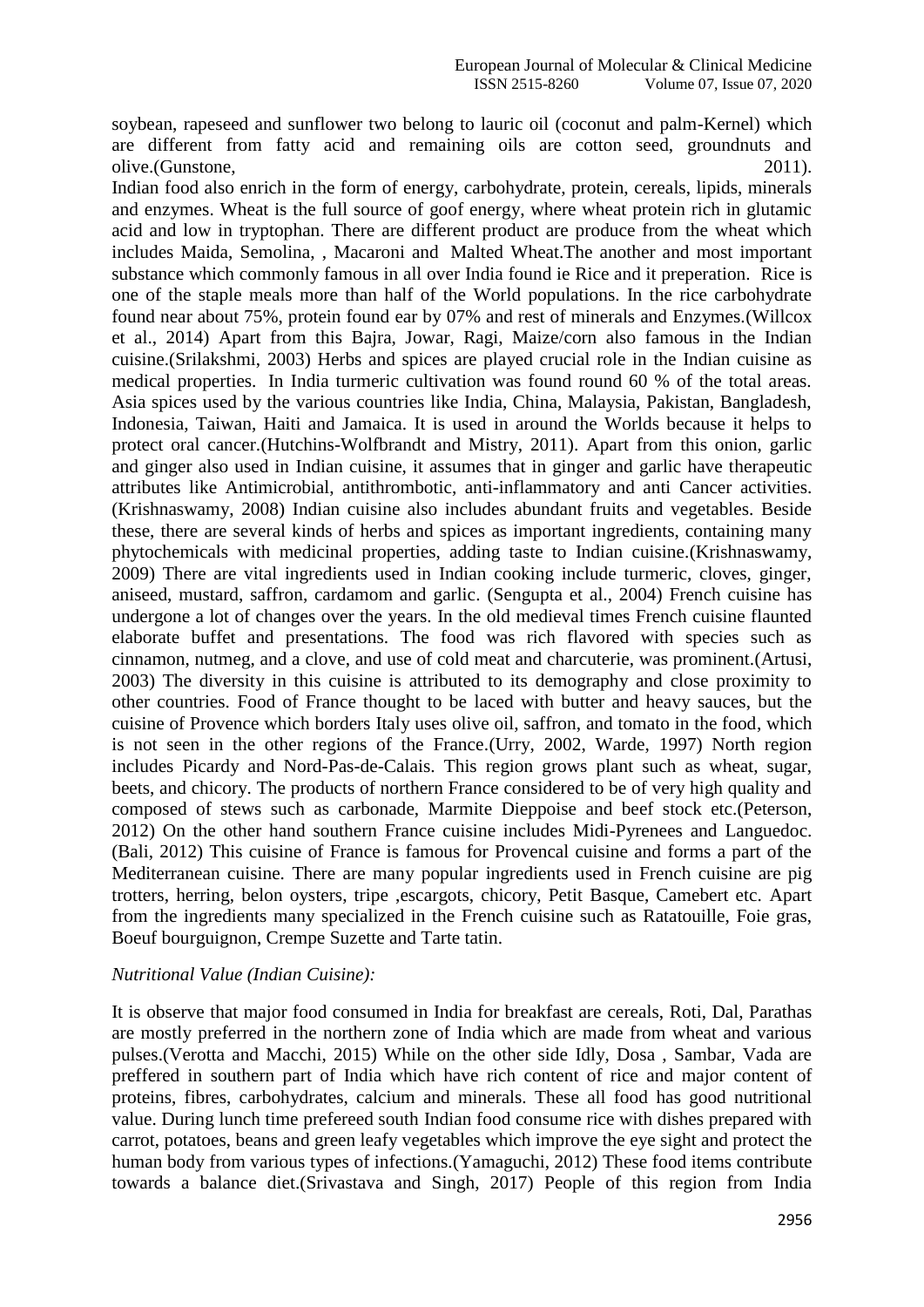soybean, rapeseed and sunflower two belong to lauric oil (coconut and palm-Kernel) which are different from fatty acid and remaining oils are cotton seed, groundnuts and olive.(Gunstone, 2011).

Indian food also enrich in the form of energy, carbohydrate, protein, cereals, lipids, minerals and enzymes. Wheat is the full source of goof energy, where wheat protein rich in glutamic acid and low in tryptophan. There are different product are produce from the wheat which includes Maida, Semolina, , Macaroni and Malted Wheat.The another and most important substance which commonly famous in all over India found ie Rice and it preperation. Rice is one of the staple meals more than half of the World populations. In the rice carbohydrate found near about 75%, protein found ear by 07% and rest of minerals and Enzymes.(Willcox et al., 2014) Apart from this Bajra, Jowar, Ragi, Maize/corn also famous in the Indian cuisine.(Srilakshmi, 2003) Herbs and spices are played crucial role in the Indian cuisine as medical properties. In India turmeric cultivation was found round 60 % of the total areas. Asia spices used by the various countries like India, China, Malaysia, Pakistan, Bangladesh, Indonesia, Taiwan, Haiti and Jamaica. It is used in around the Worlds because it helps to protect oral cancer.(Hutchins-Wolfbrandt and Mistry, 2011). Apart from this onion, garlic and ginger also used in Indian cuisine, it assumes that in ginger and garlic have therapeutic attributes like Antimicrobial, antithrombotic, anti-inflammatory and anti Cancer activities.(Krishnaswamy, 2008) Indian cuisine also includes abundant fruits and vegetables. Beside these, there are several kinds of herbs and spices as important ingredients, containing many phytochemicals with medicinal properties, adding taste to Indian cuisine.(Krishnaswamy, 2009) There are vital ingredients used in Indian cooking include turmeric, cloves, ginger, aniseed, mustard, saffron, cardamom and garlic. (Sengupta et al., 2004) French cuisine has undergone a lot of changes over the years. In the old medieval times French cuisine flaunted elaborate buffet and presentations. The food was rich flavored with species such as cinnamon, nutmeg, and a clove, and use of cold meat and charcuterie, was prominent.(Artusi, 2003) The diversity in this cuisine is attributed to its demography and close proximity to other countries. Food of France thought to be laced with butter and heavy sauces, but the cuisine of Provence which borders Italy uses olive oil, saffron, and tomato in the food, which is not seen in the other regions of the France.(Urry, 2002, Warde, 1997) North region includes Picardy and Nord-Pas-de-Calais. This region grows plant such as wheat, sugar, beets, and chicory. The products of northern France considered to be of very high quality and composed of stews such as carbonade, Marmite Dieppoise and beef stock etc.(Peterson, 2012) On the other hand southern France cuisine includes Midi-Pyrenees and Languedoc.(Bali, 2012) This cuisine of France is famous for Provencal cuisine and forms a part of the Mediterranean cuisine. There are many popular ingredients used in French cuisine are pig trotters, herring, belon oysters, tripe ,escargots, chicory, Petit Basque, Camebert etc. Apart from the ingredients many specialized in the French cuisine such as Ratatouille, Foie gras, Boeuf bourguignon, Crempe Suzette and Tarte tatin.

*Nutritional Value (Indian Cuisine):*

It is observe that major food consumed in India for breakfast are cereals, Roti, Dal, Parathas are mostly preferred in the northern zone of India which are made from wheat and various pulses.(Verotta and Macchi, 2015) While on the other side Idly, Dosa , Sambar, Vada are preffered in southern part of India which have rich content of rice and major content of proteins, fibres, carbohydrates, calcium and minerals. These all food has good nutritional value. During lunch time prefereed south Indian food consume rice with dishes prepared with carrot, potatoes, beans and green leafy vegetables which improve the eye sight and protect the human body from various types of infections.(Yamaguchi, 2012) These food items contribute towards a balance diet.(Srivastava and Singh, 2017) People of this region from India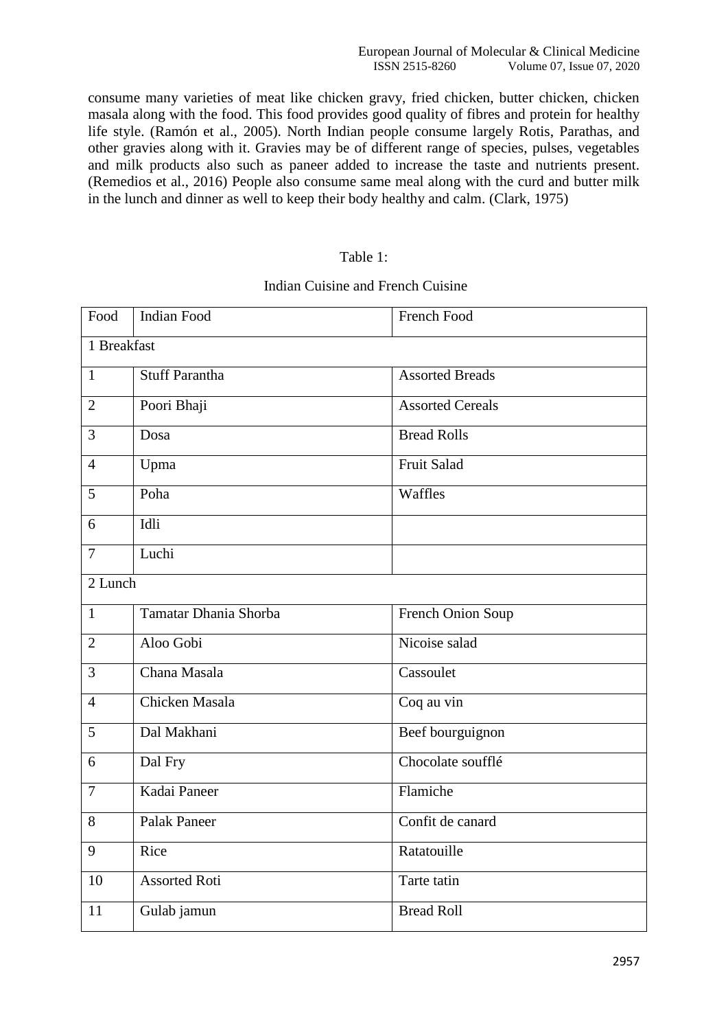consume many varieties of meat like chicken gravy, fried chicken, butter chicken, chicken masala along with the food. This food provides good quality of fibres and protein for healthy life style. (Ramón et al., 2005). North Indian people consume largely Rotis, Parathas, and other gravies along with it. Gravies may be of different range of species, pulses, vegetables and milk products also such as paneer added to increase the taste and nutrients present. (Remedios et al., 2016) People also consume same meal along with the curd and butter milk in the lunch and dinner as well to keep their body healthy and calm. (Clark, 1975)

Table 1:

Indian Cuisine and French Cuisine

| Food | Indian Food | French Food |
|---|---|---|
| 1 Breakfast | | |
| 1 | Stuff Parantha | Assorted Breads |
| 2 | Poori Bhaji | Assorted Cereals |
| 3 | Dosa | Bread Rolls |
| 4 | Upma | Fruit Salad |
| 5 | Poha | Waffles |
| 6 | Idli | |
| 7 | Luchi | |
| 2 Lunch | | |
| 1 | Tamatar Dhania Shorba | French Onion Soup |
| 2 | Aloo Gobi | Nicoise salad |
| 3 | Chana Masala | Cassoulet |
| 4 | Chicken Masala | Coq au vin |
| 5 | Dal Makhani | Beef bourguignon |
| 6 | Dal Fry | Chocolate soufflé |
| 7 | Kadai Paneer | Flamiche |
| 8 | Palak Paneer | Confit de canard |
| 9 | Rice | Ratatouille |
| 10 | Assorted Roti | Tarte tatin |
| 11 | Gulab jamun | Bread Roll |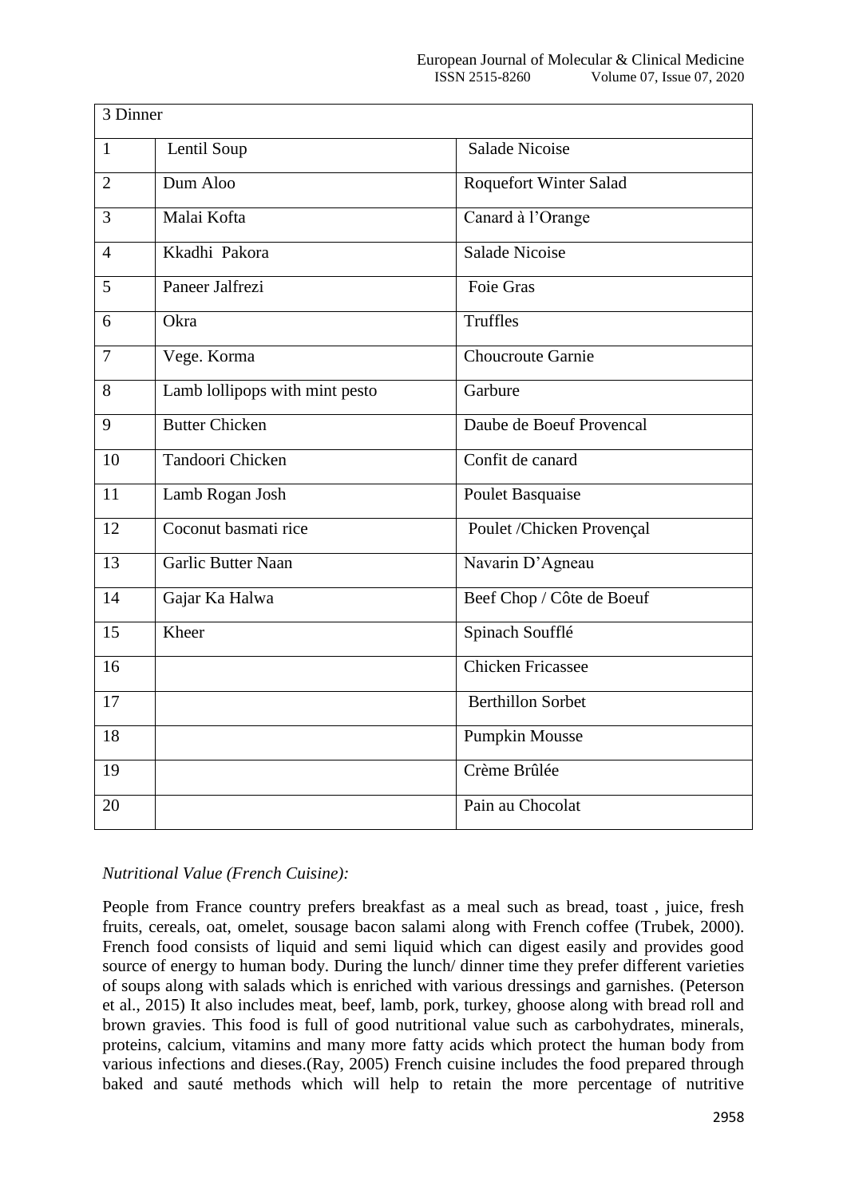| 3 Dinner | | |
|---|---|---|
| 1 | Lentil Soup | Salade Nicoise |
| 2 | Dum Aloo | Roquefort Winter Salad |
| 3 | Malai Kofta | Canard à l'Orange |
| 4 | Kkadhi Pakora | Salade Nicoise |
| 5 | Paneer Jalfrezi | Foie Gras |
| 6 | Okra | Truffles |
| 7 | Vege. Korma | Choucroute Garnie |
| 8 | Lamb lollipops with mint pesto | Garbure |
| 9 | Butter Chicken | Daube de Boeuf Provencal |
| 10 | Tandoori Chicken | Confit de canard |
| 11 | Lamb Rogan Josh | Poulet Basquaise |
| 12 | Coconut basmati rice | Poulet /Chicken Provençal |
| 13 | Garlic Butter Naan | Navarin D'Agneau |
| 14 | Gajar Ka Halwa | Beef Chop / Côte de Boeuf |
| 15 | Kheer | Spinach Soufflé |
| 16 | | Chicken Fricassee |
| 17 | | Berthillon Sorbet |
| 18 | | Pumpkin Mousse |
| 19 | | Crème Brûlée |
| 20 | | Pain au Chocolat |

*Nutritional Value (French Cuisine):*

People from France country prefers breakfast as a meal such as bread, toast , juice, fresh fruits, cereals, oat, omelet, sousage bacon salami along with French coffee (Trubek, 2000). French food consists of liquid and semi liquid which can digest easily and provides good source of energy to human body. During the lunch/ dinner time they prefer different varieties of soups along with salads which is enriched with various dressings and garnishes. (Peterson et al., 2015) It also includes meat, beef, lamb, pork, turkey, ghoose along with bread roll and brown gravies. This food is full of good nutritional value such as carbohydrates, minerals, proteins, calcium, vitamins and many more fatty acids which protect the human body from various infections and dieses.(Ray, 2005) French cuisine includes the food prepared through baked and sauté methods which will help to retain the more percentage of nutritive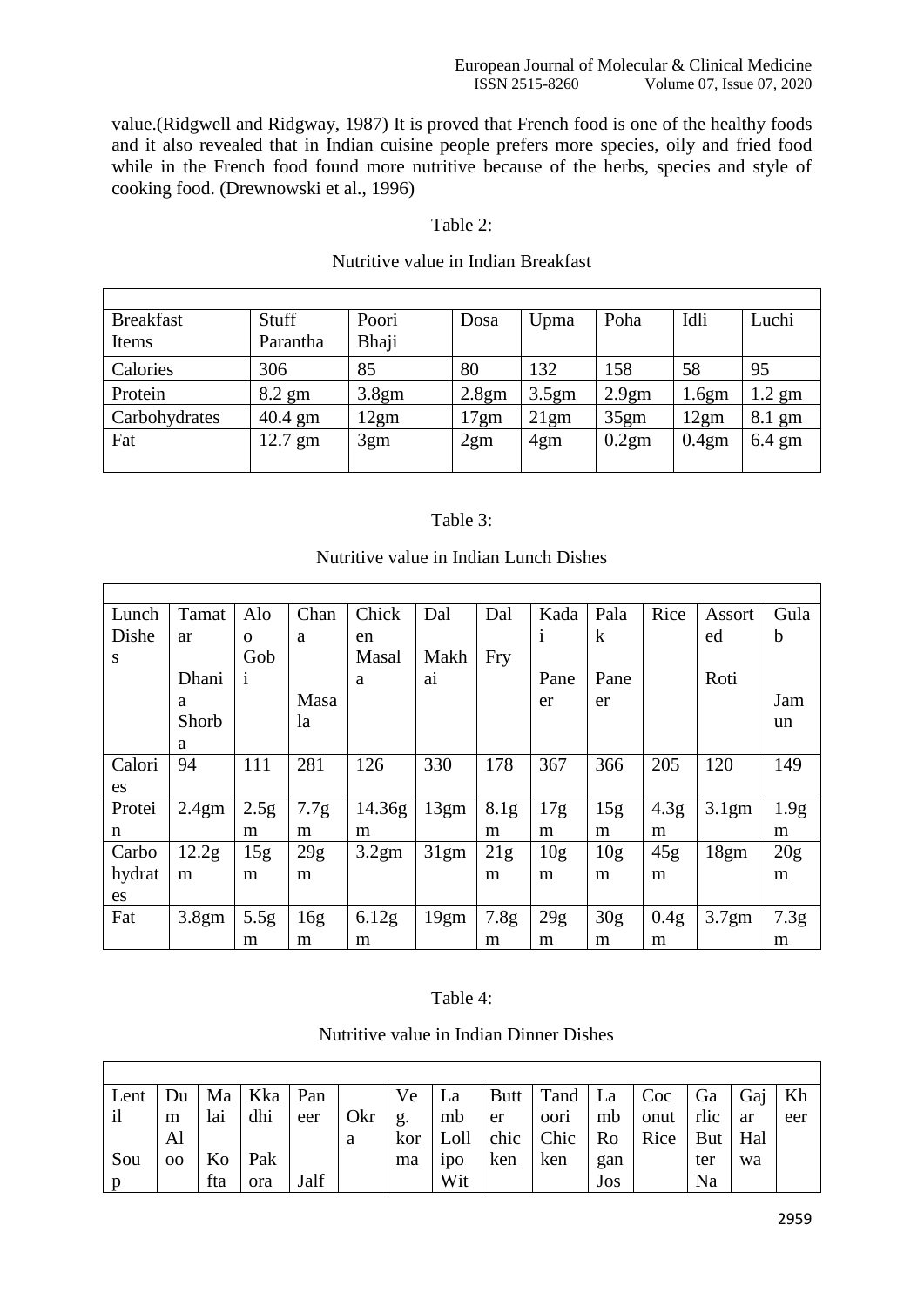value.(Ridgwell and Ridgway, 1987) It is proved that French food is one of the healthy foods and it also revealed that in Indian cuisine people prefers more species, oily and fried food while in the French food found more nutritive because of the herbs, species and style of cooking food. (Drewnowski et al., 1996)

Table 2:

Nutritive value in Indian Breakfast

| Breakfast Items | Stuff Parantha | Poori Bhaji | Dosa | Upma | Poha | Idli | Luchi |
|---|---|---|---|---|---|---|---|
| Calories | 306 | 85 | 80 | 132 | 158 | 58 | 95 |
| Protein | 8.2 gm | 3.8gm | 2.8gm | 3.5gm | 2.9gm | 1.6gm | 1.2 gm |
| Carbohydrates | 40.4 gm | 12gm | 17gm | 21gm | 35gm | 12gm | 8.1 gm |
| Fat | 12.7 gm | 3gm | 2gm | 4gm | 0.2gm | 0.4gm | 6.4 gm |

Table 3:

Nutritive value in Indian Lunch Dishes

| Lunch Dishes | Tamatar Dhania Shorba | Aloo Gobi | Chana Masala | Chicken Masala | Dal Makhai | Dal Fry | Kadai Paneer | Palak Paneer | Rice | Assorted Roti | Gulab Jamun |
|---|---|---|---|---|---|---|---|---|---|---|---|
| Calories | 94 | 111 | 281 | 126 | 330 | 178 | 367 | 366 | 205 | 120 | 149 |
| Protein | 2.4gm | 2.5gm | 7.7gm | 14.36gm | 13gm | 8.1gm | 17gm | 15gm | 4.3gm | 3.1gm | 1.9gm |
| Carbohydrates | 12.2gm | 15gm | 29gm | 3.2gm | 31gm | 21gm | 10gm | 10gm | 45gm | 18gm | 20gm |
| Fat | 3.8gm | 5.5gm | 16gm | 6.12gm | 19gm | 7.8gm | 29gm | 30gm | 0.4gm | 3.7gm | 7.3gm |

Table 4:

Nutritive value in Indian Dinner Dishes

| Lentil Soup | Dum Aloo | Malai Kofta | Kkadhi Pakora | Paneer Jalf | Okra | Veg. korma | Lamb Lollipo Wit | Butter chicken | Tandoori Chicken | Lamb Rogan Jos | Coconut Rice | Garlic Butter Na | Gajar Halwa | Kheer |
|---|---|---|---|---|---|---|---|---|---|---|---|---|---|---|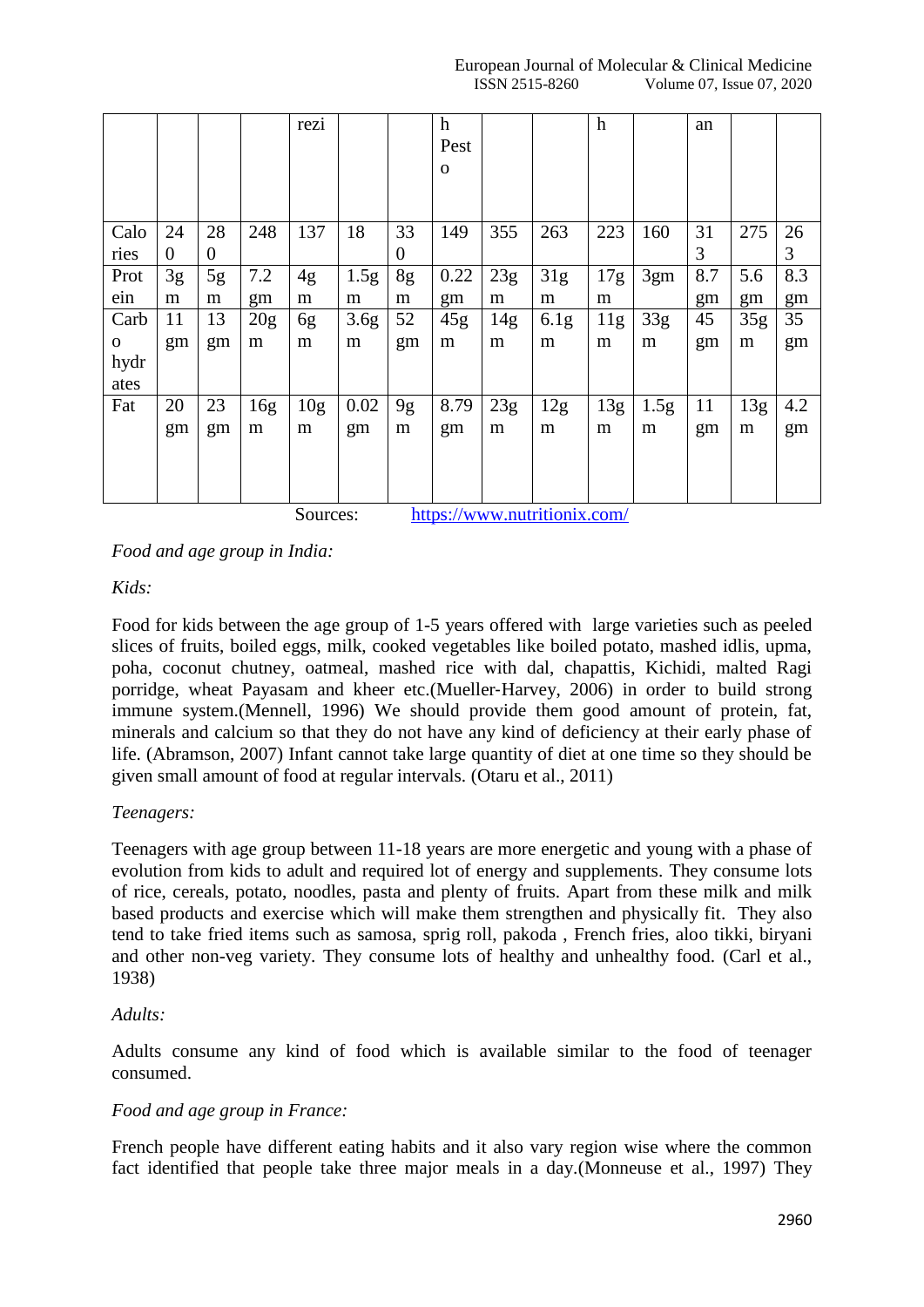|  |  |  |  | rezi |  |  | h Pesto |  |  | h |  | an |  |  |
|---|---|---|---|---|---|---|---|---|---|---|---|---|---|---|
| Calories | 240 | 280 | 248 | 137 | 18 | 330 | 149 | 355 | 263 | 223 | 160 | 313 | 275 | 263 |
| Protein | 3gm | 5gm | 7.2 gm | 4gm | 1.5gm | 8gm | 0.22 gm | 23gm | 31gm | 17gm | 3gm | 8.7 gm | 5.6 gm | 8.3 gm |
| Carbohydrates | 11 gm | 13 gm | 20gm | 6gm | 3.6gm | 52 gm | 45gm | 14gm | 6.1gm | 11gm | 33gm | 45 gm | 35gm | 35 gm |
| Fat | 20 gm | 23 gm | 16gm | 10gm | 0.02 gm | 9gm | 8.79 gm | 23gm | 12gm | 13gm | 1.5gm | 11 gm | 13gm | 4.2 gm |

Sources: https://www.nutritionix.com/

*Food and age group in India:*

*Kids:*

Food for kids between the age group of 1-5 years offered with large varieties such as peeled slices of fruits, boiled eggs, milk, cooked vegetables like boiled potato, mashed idlis, upma, poha, coconut chutney, oatmeal, mashed rice with dal, chapattis, Kichidi, malted Ragi porridge, wheat Payasam and kheer etc.(Mueller-Harvey, 2006) in order to build strong immune system.(Mennell, 1996) We should provide them good amount of protein, fat, minerals and calcium so that they do not have any kind of deficiency at their early phase of life. (Abramson, 2007) Infant cannot take large quantity of diet at one time so they should be given small amount of food at regular intervals. (Otaru et al., 2011)

*Teenagers:*

Teenagers with age group between 11-18 years are more energetic and young with a phase of evolution from kids to adult and required lot of energy and supplements. They consume lots of rice, cereals, potato, noodles, pasta and plenty of fruits. Apart from these milk and milk based products and exercise which will make them strengthen and physically fit. They also tend to take fried items such as samosa, sprig roll, pakoda , French fries, aloo tikki, biryani and other non-veg variety. They consume lots of healthy and unhealthy food. (Carl et al., 1938)

*Adults:*

Adults consume any kind of food which is available similar to the food of teenager consumed.

*Food and age group in France:*

French people have different eating habits and it also vary region wise where the common fact identified that people take three major meals in a day.(Monneuse et al., 1997) They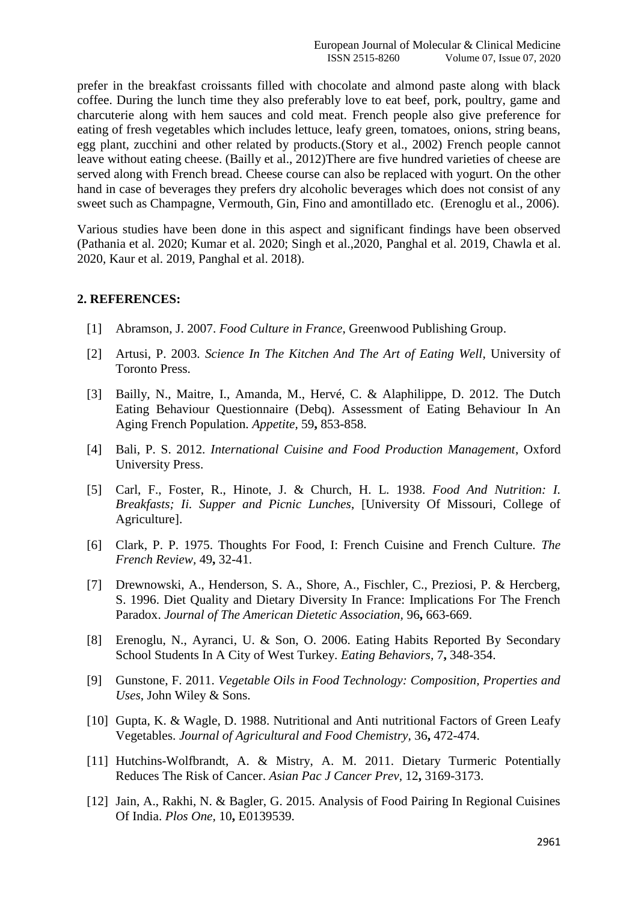prefer in the breakfast croissants filled with chocolate and almond paste along with black coffee. During the lunch time they also preferably love to eat beef, pork, poultry, game and charcuterie along with hem sauces and cold meat. French people also give preference for eating of fresh vegetables which includes lettuce, leafy green, tomatoes, onions, string beans, egg plant, zucchini and other related by products.(Story et al., 2002) French people cannot leave without eating cheese. (Bailly et al., 2012)There are five hundred varieties of cheese are served along with French bread. Cheese course can also be replaced with yogurt. On the other hand in case of beverages they prefers dry alcoholic beverages which does not consist of any sweet such as Champagne, Vermouth, Gin, Fino and amontillado etc. (Erenoglu et al., 2006).

Various studies have been done in this aspect and significant findings have been observed (Pathania et al. 2020; Kumar et al. 2020; Singh et al.,2020, Panghal et al. 2019, Chawla et al. 2020, Kaur et al. 2019, Panghal et al. 2018).

## 2. REFERENCES:

[1] Abramson, J. 2007. *Food Culture in France*, Greenwood Publishing Group.

[2] Artusi, P. 2003. *Science In The Kitchen And The Art of Eating Well*, University of Toronto Press.

[3] Bailly, N., Maitre, I., Amanda, M., Hervé, C. & Alaphilippe, D. 2012. The Dutch Eating Behaviour Questionnaire (Debq). Assessment of Eating Behaviour In An Aging French Population. *Appetite,* 59**,** 853-858.

[4] Bali, P. S. 2012. *International Cuisine and Food Production Management*, Oxford University Press.

[5] Carl, F., Foster, R., Hinote, J. & Church, H. L. 1938. *Food And Nutrition: I. Breakfasts; Ii. Supper and Picnic Lunches*, [University Of Missouri, College of Agriculture].

[6] Clark, P. P. 1975. Thoughts For Food, I: French Cuisine and French Culture. *The French Review,* 49**,** 32-41.

[7] Drewnowski, A., Henderson, S. A., Shore, A., Fischler, C., Preziosi, P. & Hercberg, S. 1996. Diet Quality and Dietary Diversity In France: Implications For The French Paradox. *Journal of The American Dietetic Association,* 96**,** 663-669.

[8] Erenoglu, N., Ayranci, U. & Son, O. 2006. Eating Habits Reported By Secondary School Students In A City of West Turkey. *Eating Behaviors,* 7**,** 348-354.

[9] Gunstone, F. 2011. *Vegetable Oils in Food Technology: Composition, Properties and Uses*, John Wiley & Sons.

[10] Gupta, K. & Wagle, D. 1988. Nutritional and Anti nutritional Factors of Green Leafy Vegetables. *Journal of Agricultural and Food Chemistry,* 36**,** 472-474.

[11] Hutchins-Wolfbrandt, A. & Mistry, A. M. 2011. Dietary Turmeric Potentially Reduces The Risk of Cancer. *Asian Pac J Cancer Prev,* 12**,** 3169-3173.

[12] Jain, A., Rakhi, N. & Bagler, G. 2015. Analysis of Food Pairing In Regional Cuisines Of India. *Plos One,* 10**,** E0139539.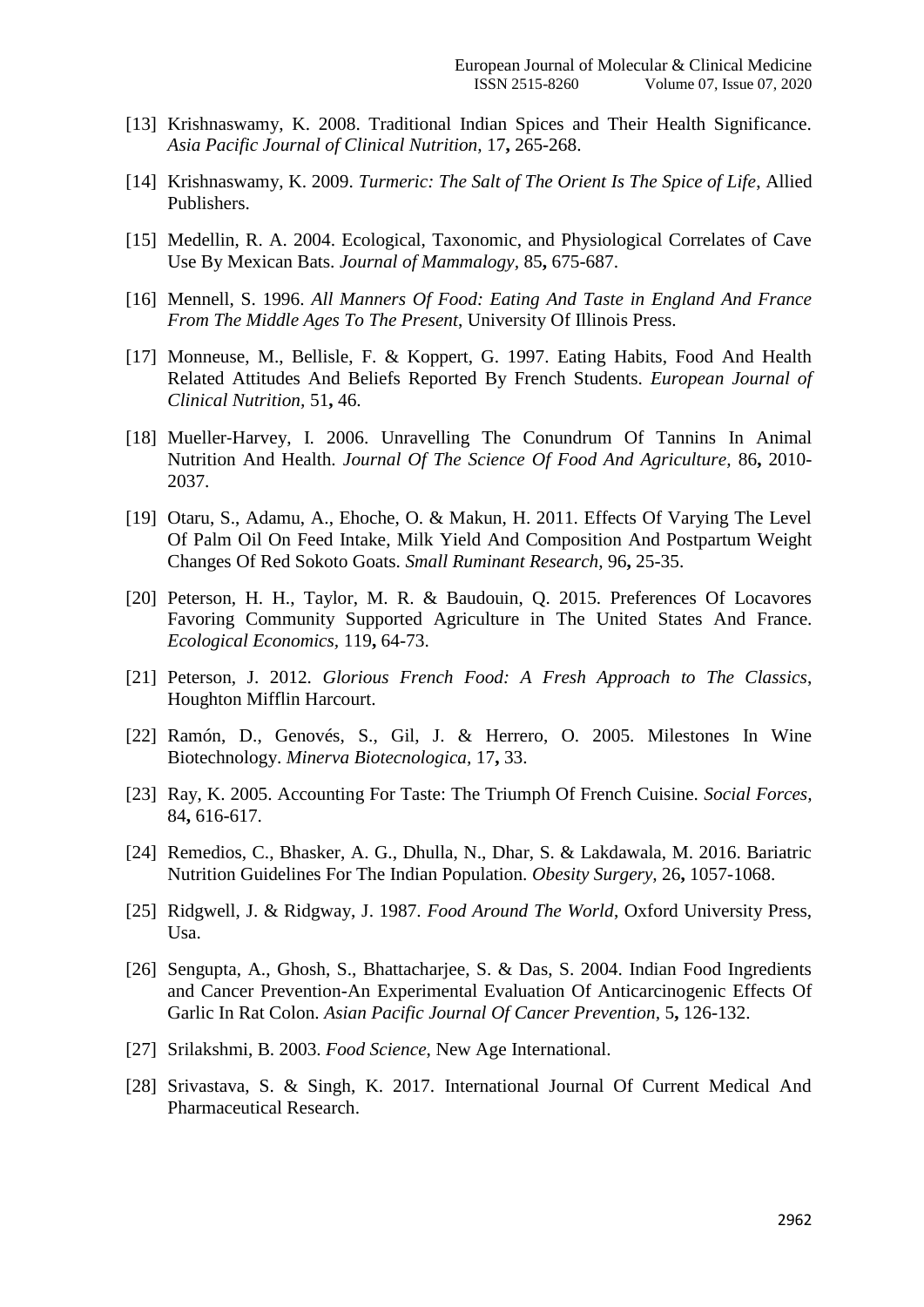- [13] Krishnaswamy, K. 2008. Traditional Indian Spices and Their Health Significance. *Asia Pacific Journal of Clinical Nutrition,* 17**,** 265-268.
- [14] Krishnaswamy, K. 2009. *Turmeric: The Salt of The Orient Is The Spice of Life*, Allied Publishers.
- [15] Medellin, R. A. 2004. Ecological, Taxonomic, and Physiological Correlates of Cave Use By Mexican Bats. *Journal of Mammalogy,* 85**,** 675-687.
- [16] Mennell, S. 1996. *All Manners Of Food: Eating And Taste in England And France From The Middle Ages To The Present*, University Of Illinois Press.
- [17] Monneuse, M., Bellisle, F. & Koppert, G. 1997. Eating Habits, Food And Health Related Attitudes And Beliefs Reported By French Students. *European Journal of Clinical Nutrition,* 51**,** 46.
- [18] Mueller-Harvey, I. 2006. Unravelling The Conundrum Of Tannins In Animal Nutrition And Health. *Journal Of The Science Of Food And Agriculture,* 86**,** 2010-2037.
- [19] Otaru, S., Adamu, A., Ehoche, O. & Makun, H. 2011. Effects Of Varying The Level Of Palm Oil On Feed Intake, Milk Yield And Composition And Postpartum Weight Changes Of Red Sokoto Goats. *Small Ruminant Research,* 96**,** 25-35.
- [20] Peterson, H. H., Taylor, M. R. & Baudouin, Q. 2015. Preferences Of Locavores Favoring Community Supported Agriculture in The United States And France. *Ecological Economics,* 119**,** 64-73.
- [21] Peterson, J. 2012. *Glorious French Food: A Fresh Approach to The Classics*, Houghton Mifflin Harcourt.
- [22] Ramón, D., Genovés, S., Gil, J. & Herrero, O. 2005. Milestones In Wine Biotechnology. *Minerva Biotecnologica,* 17**,** 33.
- [23] Ray, K. 2005. Accounting For Taste: The Triumph Of French Cuisine. *Social Forces,* 84**,** 616-617.
- [24] Remedios, C., Bhasker, A. G., Dhulla, N., Dhar, S. & Lakdawala, M. 2016. Bariatric Nutrition Guidelines For The Indian Population. *Obesity Surgery,* 26**,** 1057-1068.
- [25] Ridgwell, J. & Ridgway, J. 1987. *Food Around The World*, Oxford University Press, Usa.
- [26] Sengupta, A., Ghosh, S., Bhattacharjee, S. & Das, S. 2004. Indian Food Ingredients and Cancer Prevention-An Experimental Evaluation Of Anticarcinogenic Effects Of Garlic In Rat Colon. *Asian Pacific Journal Of Cancer Prevention,* 5**,** 126-132.
- [27] Srilakshmi, B. 2003. *Food Science*, New Age International.
- [28] Srivastava, S. & Singh, K. 2017. International Journal Of Current Medical And Pharmaceutical Research.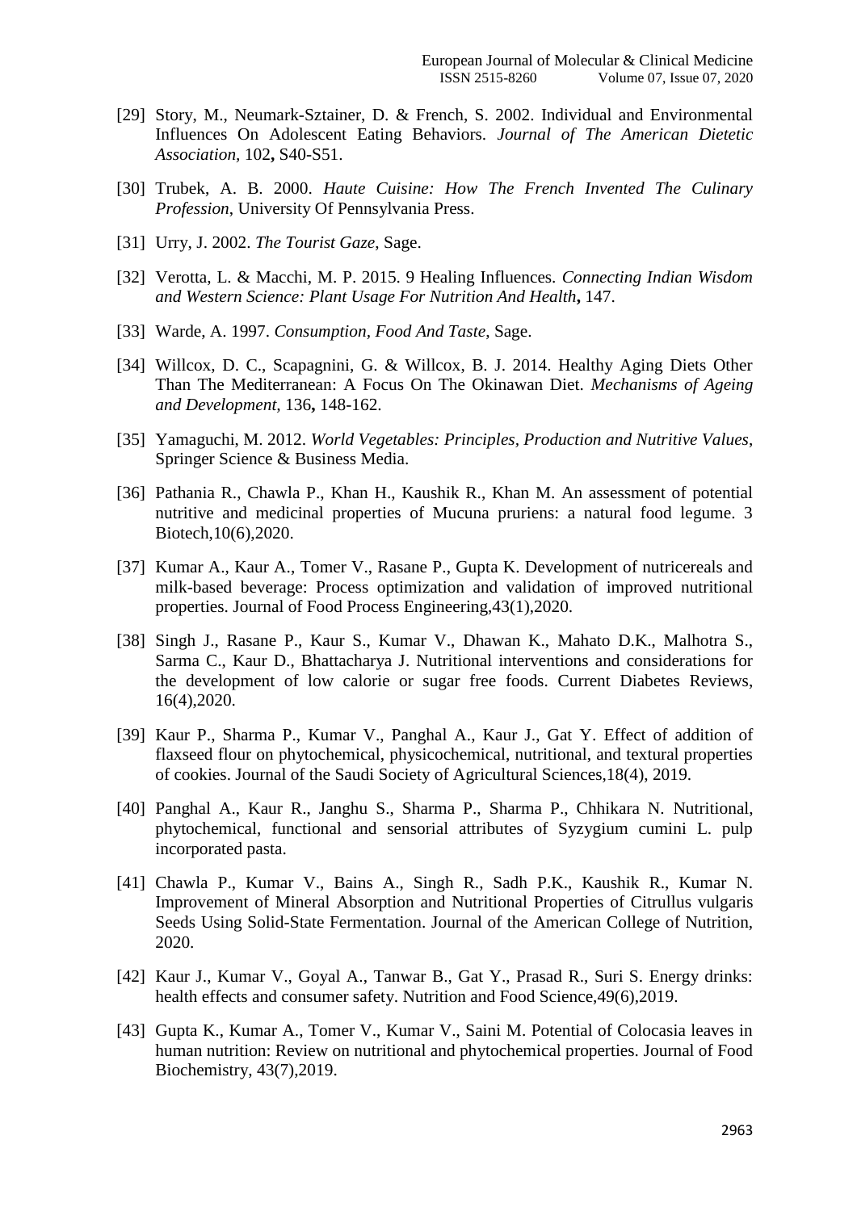[29] Story, M., Neumark-Sztainer, D. & French, S. 2002. Individual and Environmental Influences On Adolescent Eating Behaviors. *Journal of The American Dietetic Association,* 102**,** S40-S51.

[30] Trubek, A. B. 2000. *Haute Cuisine: How The French Invented The Culinary Profession*, University Of Pennsylvania Press.

[31] Urry, J. 2002. *The Tourist Gaze*, Sage.

[32] Verotta, L. & Macchi, M. P. 2015. 9 Healing Influences. *Connecting Indian Wisdom and Western Science: Plant Usage For Nutrition And Health***,** 147.

[33] Warde, A. 1997. *Consumption, Food And Taste*, Sage.

[34] Willcox, D. C., Scapagnini, G. & Willcox, B. J. 2014. Healthy Aging Diets Other Than The Mediterranean: A Focus On The Okinawan Diet. *Mechanisms of Ageing and Development,* 136**,** 148-162.

[35] Yamaguchi, M. 2012. *World Vegetables: Principles, Production and Nutritive Values*, Springer Science & Business Media.

[36] Pathania R., Chawla P., Khan H., Kaushik R., Khan M. An assessment of potential nutritive and medicinal properties of Mucuna pruriens: a natural food legume. 3 Biotech,10(6),2020.

[37] Kumar A., Kaur A., Tomer V., Rasane P., Gupta K. Development of nutricereals and milk-based beverage: Process optimization and validation of improved nutritional properties. Journal of Food Process Engineering,43(1),2020.

[38] Singh J., Rasane P., Kaur S., Kumar V., Dhawan K., Mahato D.K., Malhotra S., Sarma C., Kaur D., Bhattacharya J. Nutritional interventions and considerations for the development of low calorie or sugar free foods. Current Diabetes Reviews, 16(4),2020.

[39] Kaur P., Sharma P., Kumar V., Panghal A., Kaur J., Gat Y. Effect of addition of flaxseed flour on phytochemical, physicochemical, nutritional, and textural properties of cookies. Journal of the Saudi Society of Agricultural Sciences,18(4), 2019.

[40] Panghal A., Kaur R., Janghu S., Sharma P., Sharma P., Chhikara N. Nutritional, phytochemical, functional and sensorial attributes of Syzygium cumini L. pulp incorporated pasta.

[41] Chawla P., Kumar V., Bains A., Singh R., Sadh P.K., Kaushik R., Kumar N. Improvement of Mineral Absorption and Nutritional Properties of Citrullus vulgaris Seeds Using Solid-State Fermentation. Journal of the American College of Nutrition, 2020.

[42] Kaur J., Kumar V., Goyal A., Tanwar B., Gat Y., Prasad R., Suri S. Energy drinks: health effects and consumer safety. Nutrition and Food Science,49(6),2019.

[43] Gupta K., Kumar A., Tomer V., Kumar V., Saini M. Potential of Colocasia leaves in human nutrition: Review on nutritional and phytochemical properties. Journal of Food Biochemistry, 43(7),2019.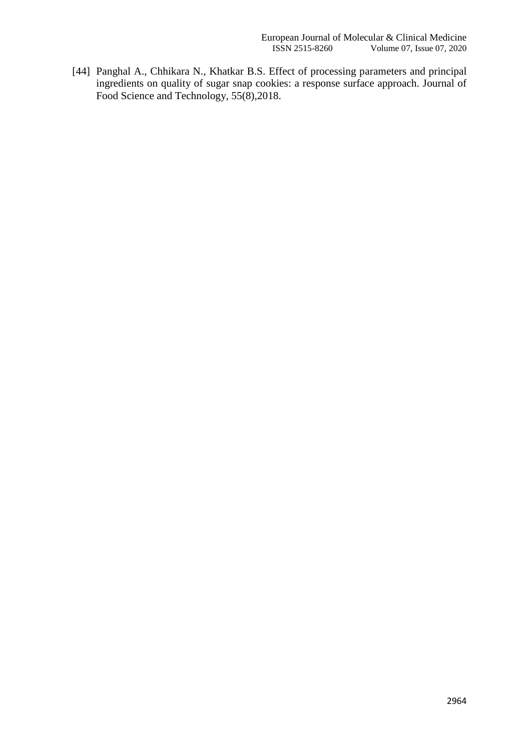[44] Panghal A., Chhikara N., Khatkar B.S. Effect of processing parameters and principal ingredients on quality of sugar snap cookies: a response surface approach. Journal of Food Science and Technology, 55(8),2018.